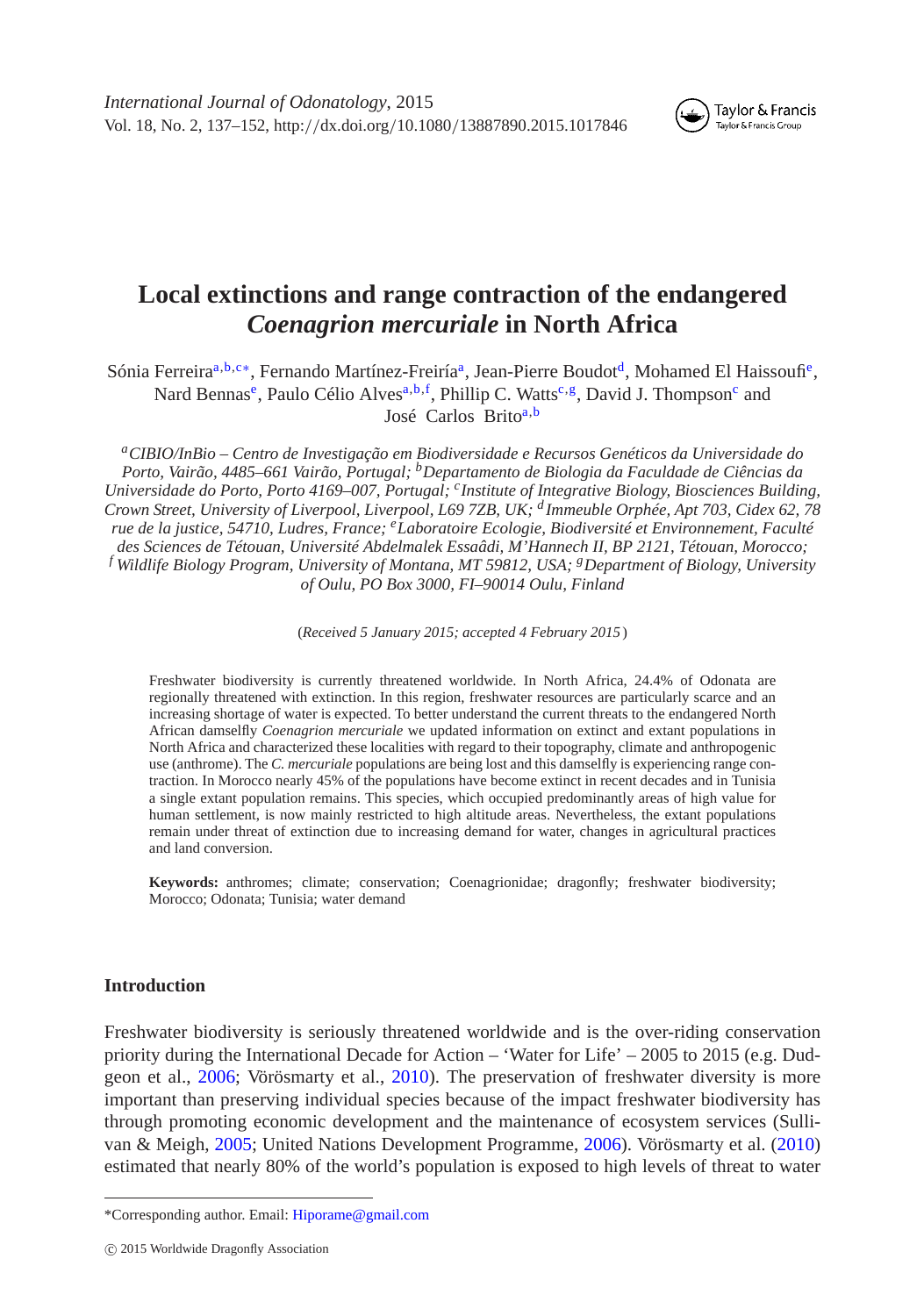# Local extinctions and range contraction of the endangered *Coenagrion mercuriale* in North Africa

Sónia Ferreira[a,b,c*], Fernando Martínez-Freiría[a], Jean-Pierre Boudot[d], Mohamed El Haissoufi[e], Nard Bennas[e], Paulo Célio Alves[a,b,f], Phillip C. Watts[c,g], David J. Thompson[c] and José Carlos Brito[a,b]

*[a]CIBIO/InBio – Centro de Investigação em Biodiversidade e Recursos Genéticos da Universidade do Porto, Vairão, 4485–661 Vairão, Portugal; [b]Departamento de Biologia da Faculdade de Ciências da Universidade do Porto, Porto 4169–007, Portugal; [c]Institute of Integrative Biology, Biosciences Building, Crown Street, University of Liverpool, Liverpool, L69 7ZB, UK; [d]Immeuble Orphée, Apt 703, Cidex 62, 78 rue de la justice, 54710, Ludres, France; [e]Laboratoire Ecologie, Biodiversité et Environnement, Faculté des Sciences de Tétouan, Université Abdelmalek Essaâdi, M'Hannech II, BP 2121, Tétouan, Morocco; [f]Wildlife Biology Program, University of Montana, MT 59812, USA; [g]Department of Biology, University of Oulu, PO Box 3000, FI–90014 Oulu, Finland*

(*Received 5 January 2015; accepted 4 February 2015*)

Freshwater biodiversity is currently threatened worldwide. In North Africa, 24.4% of Odonata are regionally threatened with extinction. In this region, freshwater resources are particularly scarce and an increasing shortage of water is expected. To better understand the current threats to the endangered North African damselfly *Coenagrion mercuriale* we updated information on extinct and extant populations in North Africa and characterized these localities with regard to their topography, climate and anthropogenic use (anthrome). The *C. mercuriale* populations are being lost and this damselfly is experiencing range contraction. In Morocco nearly 45% of the populations have become extinct in recent decades and in Tunisia a single extant population remains. This species, which occupied predominantly areas of high value for human settlement, is now mainly restricted to high altitude areas. Nevertheless, the extant populations remain under threat of extinction due to increasing demand for water, changes in agricultural practices and land conversion.

**Keywords:** anthromes; climate; conservation; Coenagrionidae; dragonfly; freshwater biodiversity; Morocco; Odonata; Tunisia; water demand

## Introduction

Freshwater biodiversity is seriously threatened worldwide and is the over-riding conservation priority during the International Decade for Action – 'Water for Life' – 2005 to 2015 (e.g. Dudgeon et al., 2006; Vörösmarty et al., 2010). The preservation of freshwater diversity is more important than preserving individual species because of the impact freshwater biodiversity has through promoting economic development and the maintenance of ecosystem services (Sullivan & Meigh, 2005; United Nations Development Programme, 2006). Vörösmarty et al. (2010) estimated that nearly 80% of the world's population is exposed to high levels of threat to water

*Corresponding author. Email: Hiporame@gmail.com

© 2015 Worldwide Dragonfly Association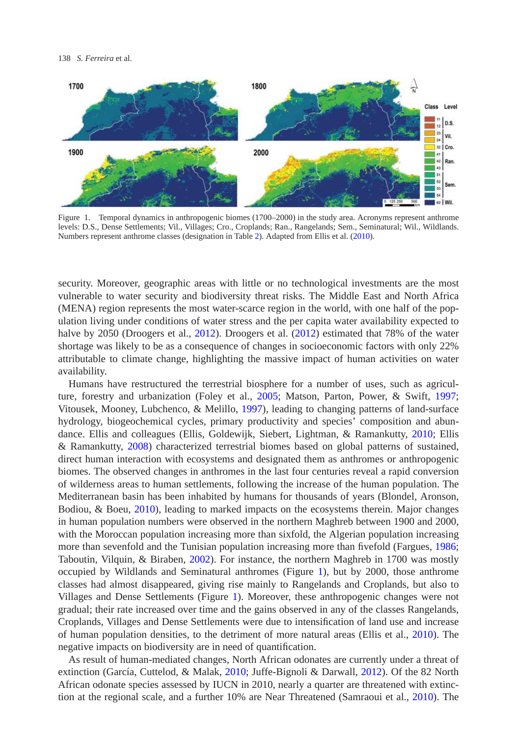Figure 1. Temporal dynamics in anthropogenic biomes (1700–2000) in the study area. Acronyms represent anthrome levels: D.S., Dense Settlements; Vil., Villages; Cro., Croplands; Ran., Rangelands; Sem., Seminatural; Wil., Wildlands. Numbers represent anthrome classes (designation in Table 2). Adapted from Ellis et al. (2010).

security. Moreover, geographic areas with little or no technological investments are the most vulnerable to water security and biodiversity threat risks. The Middle East and North Africa (MENA) region represents the most water-scarce region in the world, with one half of the population living under conditions of water stress and the per capita water availability expected to halve by 2050 (Droogers et al., 2012). Droogers et al. (2012) estimated that 78% of the water shortage was likely to be as a consequence of changes in socioeconomic factors with only 22% attributable to climate change, highlighting the massive impact of human activities on water availability.

Humans have restructured the terrestrial biosphere for a number of uses, such as agriculture, forestry and urbanization (Foley et al., 2005; Matson, Parton, Power, & Swift, 1997; Vitousek, Mooney, Lubchenco, & Melillo, 1997), leading to changing patterns of land-surface hydrology, biogeochemical cycles, primary productivity and species' composition and abundance. Ellis and colleagues (Ellis, Goldewijk, Siebert, Lightman, & Ramankutty, 2010; Ellis & Ramankutty, 2008) characterized terrestrial biomes based on global patterns of sustained, direct human interaction with ecosystems and designated them as anthromes or anthropogenic biomes. The observed changes in anthromes in the last four centuries reveal a rapid conversion of wilderness areas to human settlements, following the increase of the human population. The Mediterranean basin has been inhabited by humans for thousands of years (Blondel, Aronson, Bodiou, & Boeu, 2010), leading to marked impacts on the ecosystems therein. Major changes in human population numbers were observed in the northern Maghreb between 1900 and 2000, with the Moroccan population increasing more than sixfold, the Algerian population increasing more than sevenfold and the Tunisian population increasing more than fivefold (Fargues, 1986; Taboutin, Vilquin, & Biraben, 2002). For instance, the northern Maghreb in 1700 was mostly occupied by Wildlands and Seminatural anthromes (Figure 1), but by 2000, those anthrome classes had almost disappeared, giving rise mainly to Rangelands and Croplands, but also to Villages and Dense Settlements (Figure 1). Moreover, these anthropogenic changes were not gradual; their rate increased over time and the gains observed in any of the classes Rangelands, Croplands, Villages and Dense Settlements were due to intensification of land use and increase of human population densities, to the detriment of more natural areas (Ellis et al., 2010). The negative impacts on biodiversity are in need of quantification.

As result of human-mediated changes, North African odonates are currently under a threat of extinction (García, Cuttelod, & Malak, 2010; Juffe-Bignoli & Darwall, 2012). Of the 82 North African odonate species assessed by IUCN in 2010, nearly a quarter are threatened with extinction at the regional scale, and a further 10% are Near Threatened (Samraoui et al., 2010). The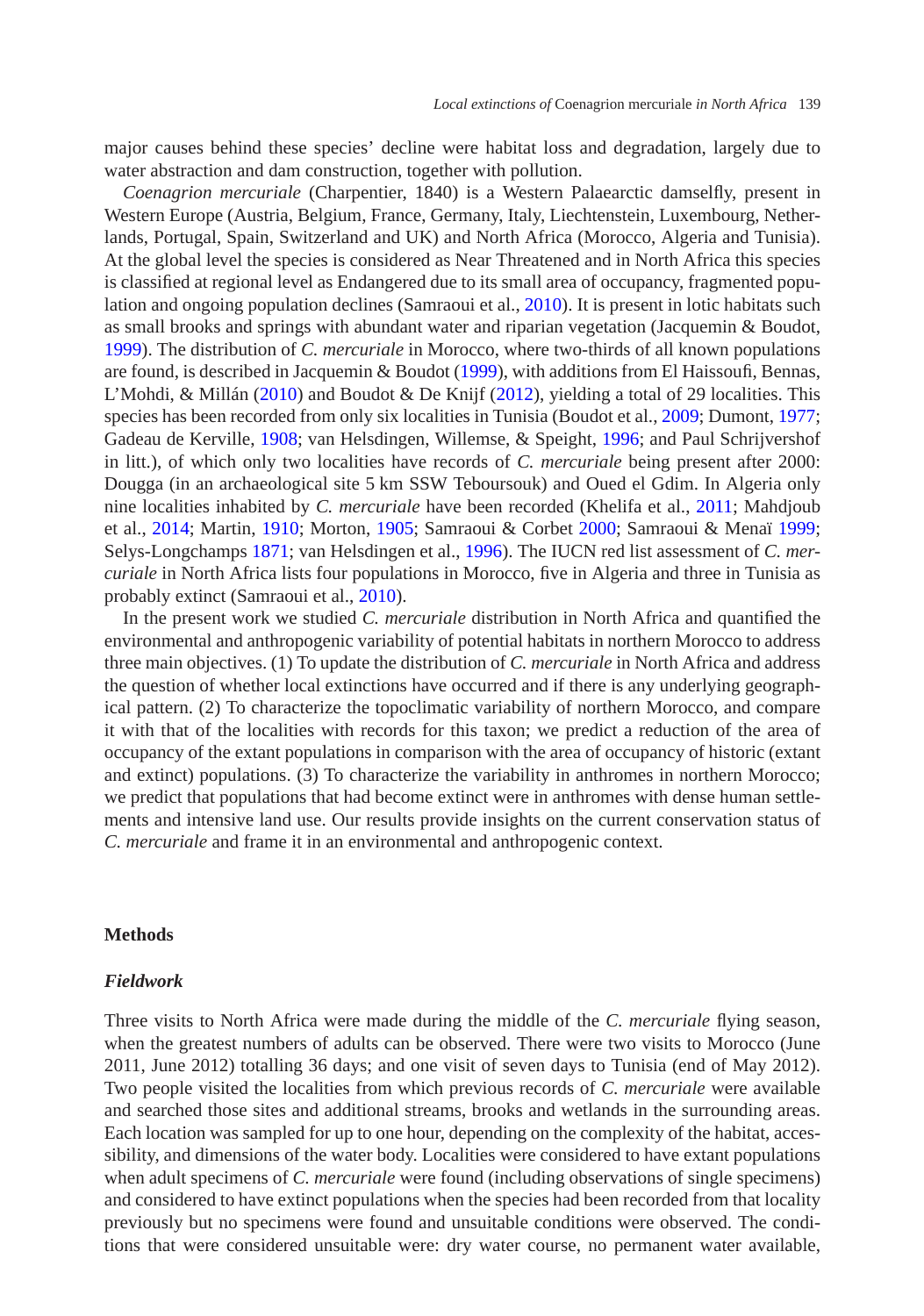major causes behind these species' decline were habitat loss and degradation, largely due to water abstraction and dam construction, together with pollution.

*Coenagrion mercuriale* (Charpentier, 1840) is a Western Palaearctic damselfly, present in Western Europe (Austria, Belgium, France, Germany, Italy, Liechtenstein, Luxembourg, Netherlands, Portugal, Spain, Switzerland and UK) and North Africa (Morocco, Algeria and Tunisia). At the global level the species is considered as Near Threatened and in North Africa this species is classified at regional level as Endangered due to its small area of occupancy, fragmented population and ongoing population declines (Samraoui et al., 2010). It is present in lotic habitats such as small brooks and springs with abundant water and riparian vegetation (Jacquemin & Boudot, 1999). The distribution of *C. mercuriale* in Morocco, where two-thirds of all known populations are found, is described in Jacquemin & Boudot (1999), with additions from El Haissoufi, Bennas, L'Mohdi, & Millán (2010) and Boudot & De Knijf (2012), yielding a total of 29 localities. This species has been recorded from only six localities in Tunisia (Boudot et al., 2009; Dumont, 1977; Gadeau de Kerville, 1908; van Helsdingen, Willemse, & Speight, 1996; and Paul Schrijvershof in litt.), of which only two localities have records of *C. mercuriale* being present after 2000: Dougga (in an archaeological site 5 km SSW Teboursouk) and Oued el Gdim. In Algeria only nine localities inhabited by *C. mercuriale* have been recorded (Khelifa et al., 2011; Mahdjoub et al., 2014; Martin, 1910; Morton, 1905; Samraoui & Corbet 2000; Samraoui & Menaï 1999; Selys-Longchamps 1871; van Helsdingen et al., 1996). The IUCN red list assessment of *C. mercuriale* in North Africa lists four populations in Morocco, five in Algeria and three in Tunisia as probably extinct (Samraoui et al., 2010).

In the present work we studied *C. mercuriale* distribution in North Africa and quantified the environmental and anthropogenic variability of potential habitats in northern Morocco to address three main objectives. (1) To update the distribution of *C. mercuriale* in North Africa and address the question of whether local extinctions have occurred and if there is any underlying geographical pattern. (2) To characterize the topoclimatic variability of northern Morocco, and compare it with that of the localities with records for this taxon; we predict a reduction of the area of occupancy of the extant populations in comparison with the area of occupancy of historic (extant and extinct) populations. (3) To characterize the variability in anthromes in northern Morocco; we predict that populations that had become extinct were in anthromes with dense human settlements and intensive land use. Our results provide insights on the current conservation status of *C. mercuriale* and frame it in an environmental and anthropogenic context.

## Methods

### *Fieldwork*

Three visits to North Africa were made during the middle of the *C. mercuriale* flying season, when the greatest numbers of adults can be observed. There were two visits to Morocco (June 2011, June 2012) totalling 36 days; and one visit of seven days to Tunisia (end of May 2012). Two people visited the localities from which previous records of *C. mercuriale* were available and searched those sites and additional streams, brooks and wetlands in the surrounding areas. Each location was sampled for up to one hour, depending on the complexity of the habitat, accessibility, and dimensions of the water body. Localities were considered to have extant populations when adult specimens of *C. mercuriale* were found (including observations of single specimens) and considered to have extinct populations when the species had been recorded from that locality previously but no specimens were found and unsuitable conditions were observed. The conditions that were considered unsuitable were: dry water course, no permanent water available,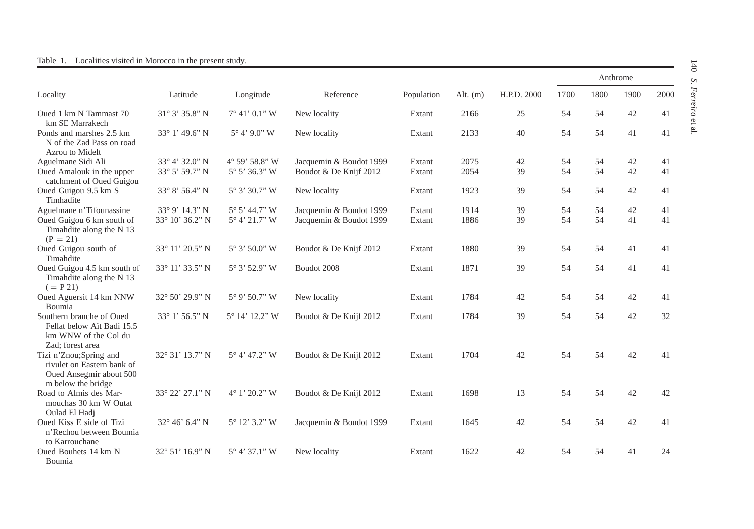Table 1. Localities visited in Morocco in the present study.

| Locality | Latitude | Longitude | Reference | Population | Alt. (m) | H.P.D. 2000 | Anthrome | | | |
|---|---|---|---|---|---|---|---|---|---|---|
| | | | | | | | 1700 | 1800 | 1900 | 2000 |
| Oued 1 km N Tammast 70 km SE Marrakech | 31° 3’ 35.8” N | 7° 41’ 0.1” W | New locality | Extant | 2166 | 25 | 54 | 54 | 42 | 41 |
| Ponds and marshes 2.5 km N of the Zad Pass on road Azrou to Midelt | 33° 1’ 49.6” N | 5° 4’ 9.0” W | New locality | Extant | 2133 | 40 | 54 | 54 | 41 | 41 |
| Aguelmane Sidi Ali | 33° 4’ 32.0” N | 4° 59’ 58.8” W | Jacquemin & Boudot 1999 | Extant | 2075 | 42 | 54 | 54 | 42 | 41 |
| Oued Amalouk in the upper catchment of Oued Guigou | 33° 5’ 59.7” N | 5° 5’ 36.3” W | Boudot & De Knijf 2012 | Extant | 2054 | 39 | 54 | 54 | 42 | 41 |
| Oued Guigou 9.5 km S Timhadite | 33° 8’ 56.4” N | 5° 3’ 30.7” W | New locality | Extant | 1923 | 39 | 54 | 54 | 42 | 41 |
| Aguelmane n’Tifounassine | 33° 9’ 14.3” N | 5° 5’ 44.7” W | Jacquemin & Boudot 1999 | Extant | 1914 | 39 | 54 | 54 | 42 | 41 |
| Oued Guigou 6 km south of Timahdite along the N 13 (P = 21) | 33° 10’ 36.2” N | 5° 4’ 21.7” W | Jacquemin & Boudot 1999 | Extant | 1886 | 39 | 54 | 54 | 41 | 41 |
| Oued Guigou south of Timahdite | 33° 11’ 20.5” N | 5° 3’ 50.0” W | Boudot & De Knijf 2012 | Extant | 1880 | 39 | 54 | 54 | 41 | 41 |
| Oued Guigou 4.5 km south of Timahdite along the N 13 (= P 21) | 33° 11’ 33.5” N | 5° 3’ 52.9” W | Boudot 2008 | Extant | 1871 | 39 | 54 | 54 | 41 | 41 |
| Oued Aguersit 14 km NNW Boumia | 32° 50’ 29.9” N | 5° 9’ 50.7” W | New locality | Extant | 1784 | 42 | 54 | 54 | 42 | 41 |
| Southern branche of Oued Fellat below Aït Badi 15.5 km WNW of the Col du Zad; forest area | 33° 1’ 56.5” N | 5° 14’ 12.2” W | Boudot & De Knijf 2012 | Extant | 1784 | 39 | 54 | 54 | 42 | 32 |
| Tizi n’Znou;Spring and rivulet on Eastern bank of Oued Ansegmir about 500 m below the bridge | 32° 31’ 13.7” N | 5° 4’ 47.2” W | Boudot & De Knijf 2012 | Extant | 1704 | 42 | 54 | 54 | 42 | 41 |
| Road to Almis des Marmouchas 30 km W Outat Oulad El Hadj | 33° 22’ 27.1” N | 4° 1’ 20.2” W | Boudot & De Knijf 2012 | Extant | 1698 | 13 | 54 | 54 | 42 | 42 |
| Oued Kiss E side of Tizi n’Rechou between Boumia to Karrouchane | 32° 46’ 6.4” N | 5° 12’ 3.2” W | Jacquemin & Boudot 1999 | Extant | 1645 | 42 | 54 | 54 | 42 | 41 |
| Oued Bouhets 14 km N Boumia | 32° 51’ 16.9” N | 5° 4’ 37.1” W | New locality | Extant | 1622 | 42 | 54 | 54 | 41 | 24 |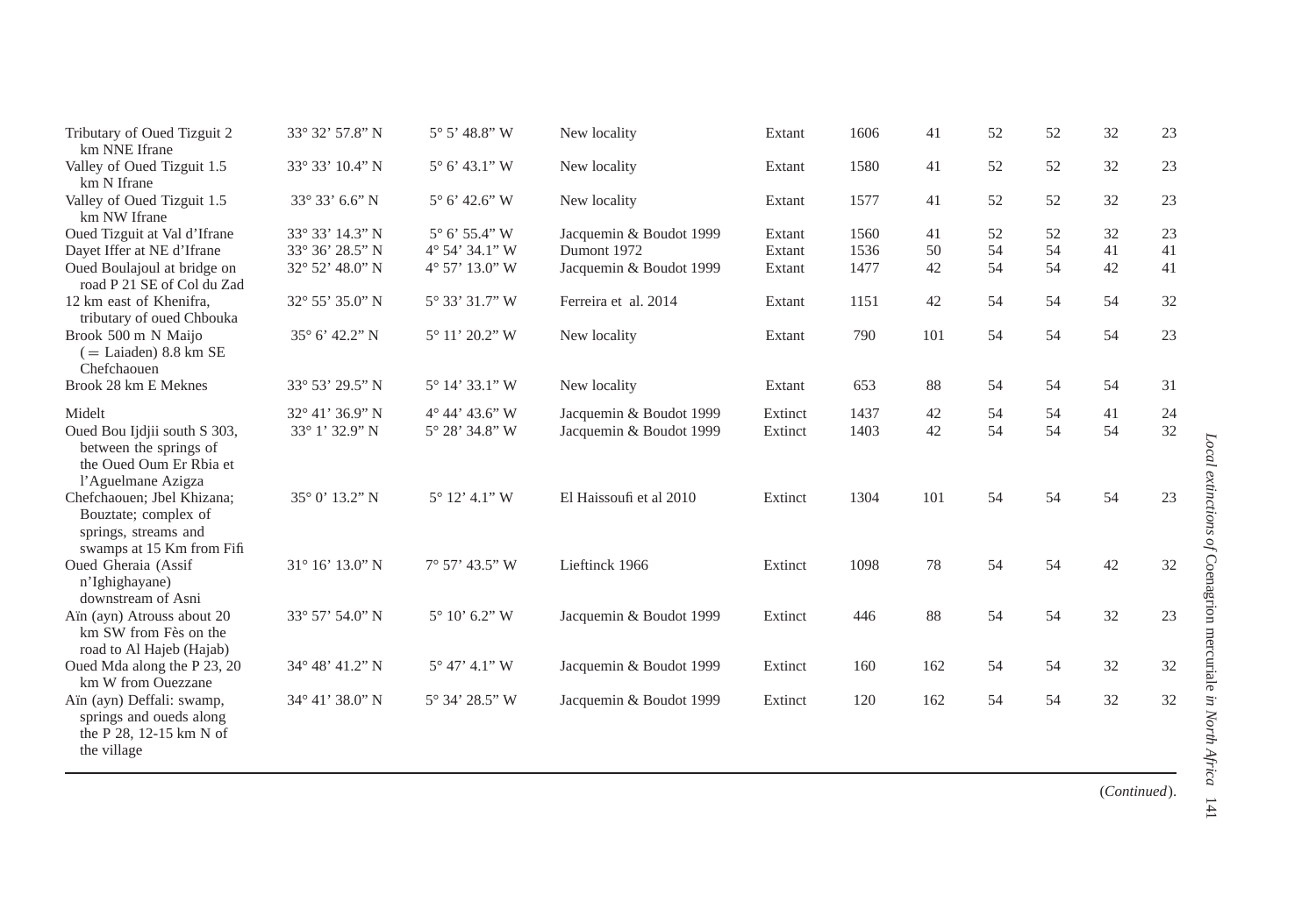| | | | | | | | | | | |
|---|---|---|---|---|---|---|---|---|---|---|
| Tributary of Oued Tizguit 2 km NNE Ifrane | 33° 32’ 57.8” N | 5° 5’ 48.8” W | New locality | Extant | 1606 | 41 | 52 | 52 | 32 | 23 |
| Valley of Oued Tizguit 1.5 km N Ifrane | 33° 33’ 10.4” N | 5° 6’ 43.1” W | New locality | Extant | 1580 | 41 | 52 | 52 | 32 | 23 |
| Valley of Oued Tizguit 1.5 km NW Ifrane | 33° 33’ 6.6” N | 5° 6’ 42.6” W | New locality | Extant | 1577 | 41 | 52 | 52 | 32 | 23 |
| Oued Tizguit at Val d’Ifrane | 33° 33’ 14.3” N | 5° 6’ 55.4” W | Jacquemin & Boudot 1999 | Extant | 1560 | 41 | 52 | 52 | 32 | 23 |
| Dayet Iffer at NE d’Ifrane | 33° 36’ 28.5” N | 4° 54’ 34.1” W | Dumont 1972 | Extant | 1536 | 50 | 54 | 54 | 41 | 41 |
| Oued Boulajoul at bridge on road P 21 SE of Col du Zad | 32° 52’ 48.0” N | 4° 57’ 13.0” W | Jacquemin & Boudot 1999 | Extant | 1477 | 42 | 54 | 54 | 42 | 41 |
| 12 km east of Khenifra, tributary of oued Chbouka | 32° 55’ 35.0” N | 5° 33’ 31.7” W | Ferreira et al. 2014 | Extant | 1151 | 42 | 54 | 54 | 54 | 32 |
| Brook 500 m N Maijo (= Laiaden) 8.8 km SE Chefchaouen | 35° 6’ 42.2” N | 5° 11’ 20.2” W | New locality | Extant | 790 | 101 | 54 | 54 | 54 | 23 |
| Brook 28 km E Meknes | 33° 53’ 29.5” N | 5° 14’ 33.1” W | New locality | Extant | 653 | 88 | 54 | 54 | 54 | 31 |
| Midelt | 32° 41’ 36.9” N | 4° 44’ 43.6” W | Jacquemin & Boudot 1999 | Extinct | 1437 | 42 | 54 | 54 | 41 | 24 |
| Oued Bou Ijdjii south S 303, between the springs of the Oued Oum Er Rbia et l’Aguelmane Azigza | 33° 1’ 32.9” N | 5° 28’ 34.8” W | Jacquemin & Boudot 1999 | Extinct | 1403 | 42 | 54 | 54 | 54 | 32 |
| Chefchaouen; Jbel Khizana; Bouztate; complex of springs, streams and swamps at 15 Km from Fifi | 35° 0’ 13.2” N | 5° 12’ 4.1” W | El Haissoufi et al 2010 | Extinct | 1304 | 101 | 54 | 54 | 54 | 23 |
| Oued Gheraia (Assif n’Ighighayane) downstream of Asni | 31° 16’ 13.0” N | 7° 57’ 43.5” W | Lieftinck 1966 | Extinct | 1098 | 78 | 54 | 54 | 42 | 32 |
| Aïn (ayn) Atrouss about 20 km SW from Fès on the road to Al Hajeb (Hajab) | 33° 57’ 54.0” N | 5° 10’ 6.2” W | Jacquemin & Boudot 1999 | Extinct | 446 | 88 | 54 | 54 | 32 | 23 |
| Oued Mda along the P 23, 20 km W from Ouezzane | 34° 48’ 41.2” N | 5° 47’ 4.1” W | Jacquemin & Boudot 1999 | Extinct | 160 | 162 | 54 | 54 | 32 | 32 |
| Aïn (ayn) Deffali: swamp, springs and oueds along the P 28, 12-15 km N of the village | 34° 41’ 38.0” N | 5° 34’ 28.5” W | Jacquemin & Boudot 1999 | Extinct | 120 | 162 | 54 | 54 | 32 | 32 |

(*Continued*).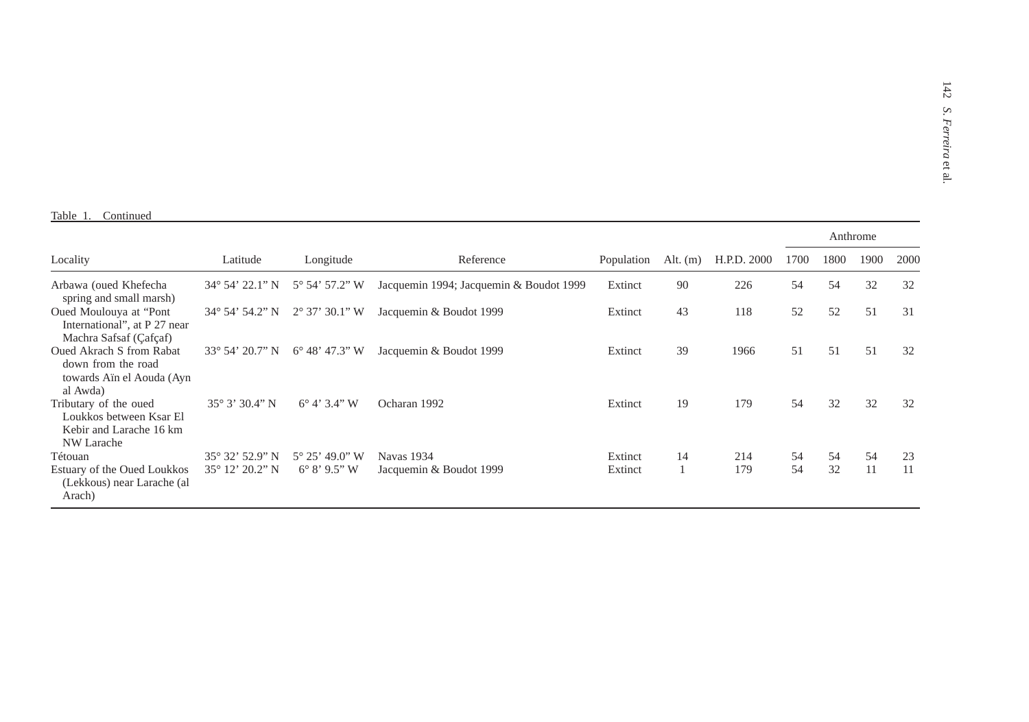Table 1. Continued

| Locality | Latitude | Longitude | Reference | Population | Alt. (m) | H.P.D. 2000 | Anthrome | | | |
|---|---|---|---|---|---|---|---|---|---|---|
| | | | | | | | 1700 | 1800 | 1900 | 2000 |
| Arbawa (oued Khefecha spring and small marsh) | 34° 54’ 22.1” N | 5° 54’ 57.2” W | Jacquemin 1994; Jacquemin & Boudot 1999 | Extinct | 90 | 226 | 54 | 54 | 32 | 32 |
| Oued Moulouya at “Pont International”, at P 27 near Machra Safsaf (Çafçaf) | 34° 54’ 54.2” N | 2° 37’ 30.1” W | Jacquemin & Boudot 1999 | Extinct | 43 | 118 | 52 | 52 | 51 | 31 |
| Oued Akrach S from Rabat down from the road towards Aïn el Aouda (Ayn al Awda) | 33° 54’ 20.7” N | 6° 48’ 47.3” W | Jacquemin & Boudot 1999 | Extinct | 39 | 1966 | 51 | 51 | 51 | 32 |
| Tributary of the oued Loukkos between Ksar El Kebir and Larache 16 km NW Larache | 35° 3’ 30.4” N | 6° 4’ 3.4” W | Ocharan 1992 | Extinct | 19 | 179 | 54 | 32 | 32 | 32 |
| Tétouan | 35° 32’ 52.9” N | 5° 25’ 49.0” W | Navas 1934 | Extinct | 14 | 214 | 54 | 54 | 54 | 23 |
| Estuary of the Oued Loukkos (Lekkous) near Larache (al Arach) | 35° 12’ 20.2” N | 6° 8’ 9.5” W | Jacquemin & Boudot 1999 | Extinct | 1 | 179 | 54 | 32 | 11 | 11 |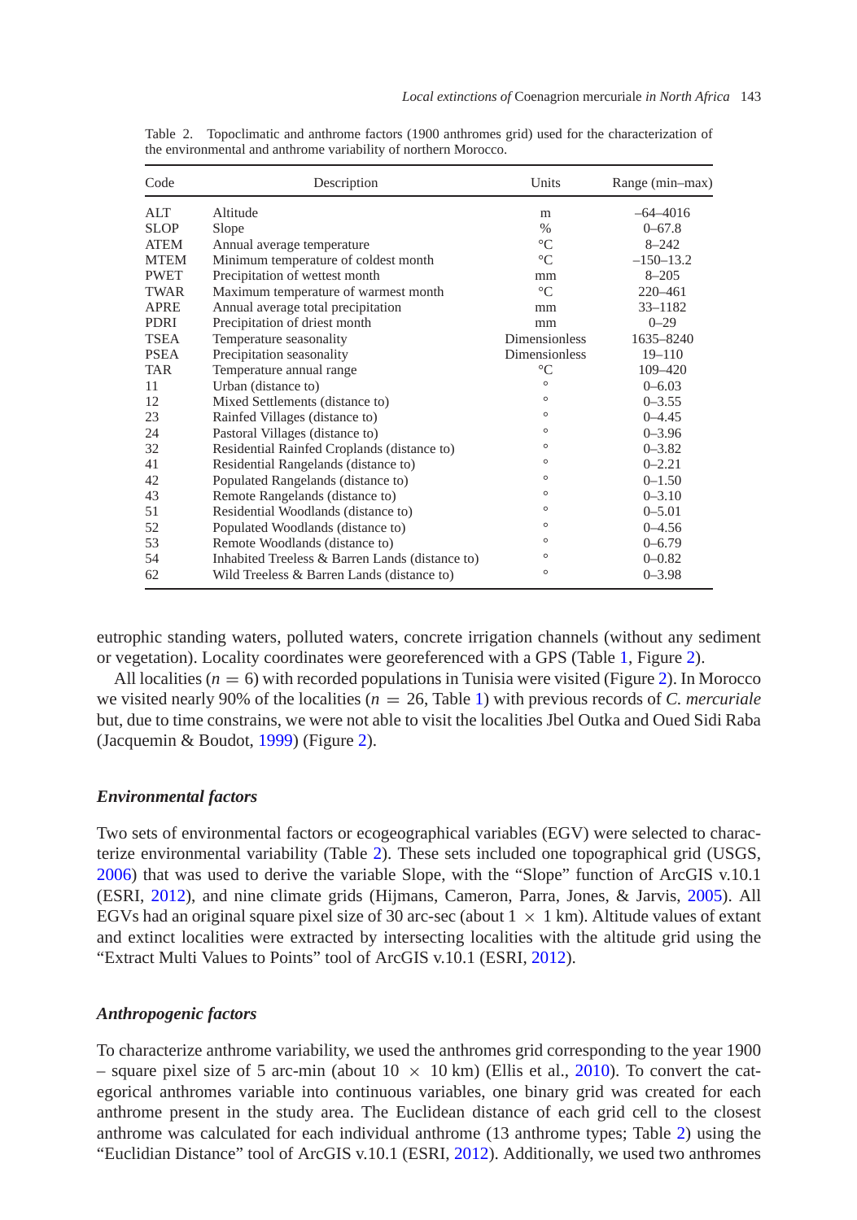Table 2. Topoclimatic and anthrome factors (1900 anthromes grid) used for the characterization of the environmental and anthrome variability of northern Morocco.

| Code | Description | Units | Range (min–max) |
|---|---|---|---|
| ALT | Altitude | m | –64–4016 |
| SLOP | Slope | % | 0–67.8 |
| ATEM | Annual average temperature | °C | 8–242 |
| MTEM | Minimum temperature of coldest month | °C | –150–13.2 |
| PWET | Precipitation of wettest month | mm | 8–205 |
| TWAR | Maximum temperature of warmest month | °C | 220–461 |
| APRE | Annual average total precipitation | mm | 33–1182 |
| PDRI | Precipitation of driest month | mm | 0–29 |
| TSEA | Temperature seasonality | Dimensionless | 1635–8240 |
| PSEA | Precipitation seasonality | Dimensionless | 19–110 |
| TAR | Temperature annual range | °C | 109–420 |
| 11 | Urban (distance to) | ° | 0–6.03 |
| 12 | Mixed Settlements (distance to) | ° | 0–3.55 |
| 23 | Rainfed Villages (distance to) | ° | 0–4.45 |
| 24 | Pastoral Villages (distance to) | ° | 0–3.96 |
| 32 | Residential Rainfed Croplands (distance to) | ° | 0–3.82 |
| 41 | Residential Rangelands (distance to) | ° | 0–2.21 |
| 42 | Populated Rangelands (distance to) | ° | 0–1.50 |
| 43 | Remote Rangelands (distance to) | ° | 0–3.10 |
| 51 | Residential Woodlands (distance to) | ° | 0–5.01 |
| 52 | Populated Woodlands (distance to) | ° | 0–4.56 |
| 53 | Remote Woodlands (distance to) | ° | 0–6.79 |
| 54 | Inhabited Treeless & Barren Lands (distance to) | ° | 0–0.82 |
| 62 | Wild Treeless & Barren Lands (distance to) | ° | 0–3.98 |

eutrophic standing waters, polluted waters, concrete irrigation channels (without any sediment or vegetation). Locality coordinates were georeferenced with a GPS (Table 1, Figure 2).

All localities ($n = 6$) with recorded populations in Tunisia were visited (Figure 2). In Morocco we visited nearly 90% of the localities ($n = 26$, Table 1) with previous records of *C. mercuriale* but, due to time constrains, we were not able to visit the localities Jbel Outka and Oued Sidi Raba (Jacquemin & Boudot, 1999) (Figure 2).

### *Environmental factors*

Two sets of environmental factors or ecogeographical variables (EGV) were selected to characterize environmental variability (Table 2). These sets included one topographical grid (USGS, 2006) that was used to derive the variable Slope, with the "Slope" function of ArcGIS v.10.1 (ESRI, 2012), and nine climate grids (Hijmans, Cameron, Parra, Jones, & Jarvis, 2005). All EGVs had an original square pixel size of 30 arc-sec (about $1 \times 1$ km). Altitude values of extant and extinct localities were extracted by intersecting localities with the altitude grid using the "Extract Multi Values to Points" tool of ArcGIS v.10.1 (ESRI, 2012).

### *Anthropogenic factors*

To characterize anthrome variability, we used the anthromes grid corresponding to the year 1900 – square pixel size of 5 arc-min (about $10 \times 10$ km) (Ellis et al., 2010). To convert the categorical anthromes variable into continuous variables, one binary grid was created for each anthrome present in the study area. The Euclidean distance of each grid cell to the closest anthrome was calculated for each individual anthrome (13 anthrome types; Table 2) using the "Euclidian Distance" tool of ArcGIS v.10.1 (ESRI, 2012). Additionally, we used two anthromes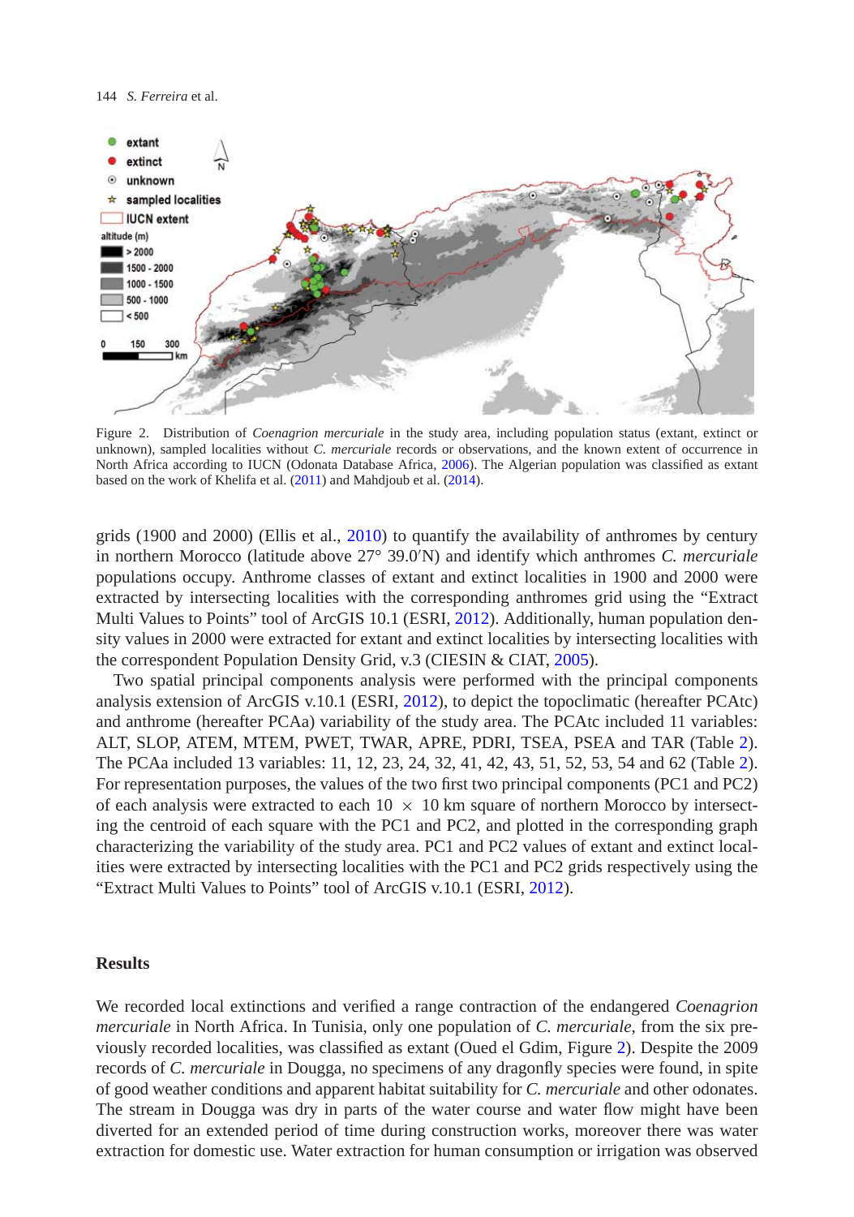Figure 2. Distribution of *Coenagrion mercuriale* in the study area, including population status (extant, extinct or unknown), sampled localities without *C. mercuriale* records or observations, and the known extent of occurrence in North Africa according to IUCN (Odonata Database Africa, 2006). The Algerian population was classified as extant based on the work of Khelifa et al. (2011) and Mahdjoub et al. (2014).

grids (1900 and 2000) (Ellis et al., 2010) to quantify the availability of anthromes by century in northern Morocco (latitude above 27° 39.0′N) and identify which anthromes *C. mercuriale* populations occupy. Anthrome classes of extant and extinct localities in 1900 and 2000 were extracted by intersecting localities with the corresponding anthromes grid using the "Extract Multi Values to Points" tool of ArcGIS 10.1 (ESRI, 2012). Additionally, human population density values in 2000 were extracted for extant and extinct localities by intersecting localities with the correspondent Population Density Grid, v.3 (CIESIN & CIAT, 2005).

Two spatial principal components analysis were performed with the principal components analysis extension of ArcGIS v.10.1 (ESRI, 2012), to depict the topoclimatic (hereafter PCAtc) and anthrome (hereafter PCAa) variability of the study area. The PCAtc included 11 variables: ALT, SLOP, ATEM, MTEM, PWET, TWAR, APRE, PDRI, TSEA, PSEA and TAR (Table 2). The PCAa included 13 variables: 11, 12, 23, 24, 32, 41, 42, 43, 51, 52, 53, 54 and 62 (Table 2). For representation purposes, the values of the two first two principal components (PC1 and PC2) of each analysis were extracted to each 10 × 10 km square of northern Morocco by intersecting the centroid of each square with the PC1 and PC2, and plotted in the corresponding graph characterizing the variability of the study area. PC1 and PC2 values of extant and extinct localities were extracted by intersecting localities with the PC1 and PC2 grids respectively using the "Extract Multi Values to Points" tool of ArcGIS v.10.1 (ESRI, 2012).

## Results

We recorded local extinctions and verified a range contraction of the endangered *Coenagrion mercuriale* in North Africa. In Tunisia, only one population of *C. mercuriale*, from the six previously recorded localities, was classified as extant (Oued el Gdim, Figure 2). Despite the 2009 records of *C. mercuriale* in Dougga, no specimens of any dragonfly species were found, in spite of good weather conditions and apparent habitat suitability for *C. mercuriale* and other odonates. The stream in Dougga was dry in parts of the water course and water flow might have been diverted for an extended period of time during construction works, moreover there was water extraction for domestic use. Water extraction for human consumption or irrigation was observed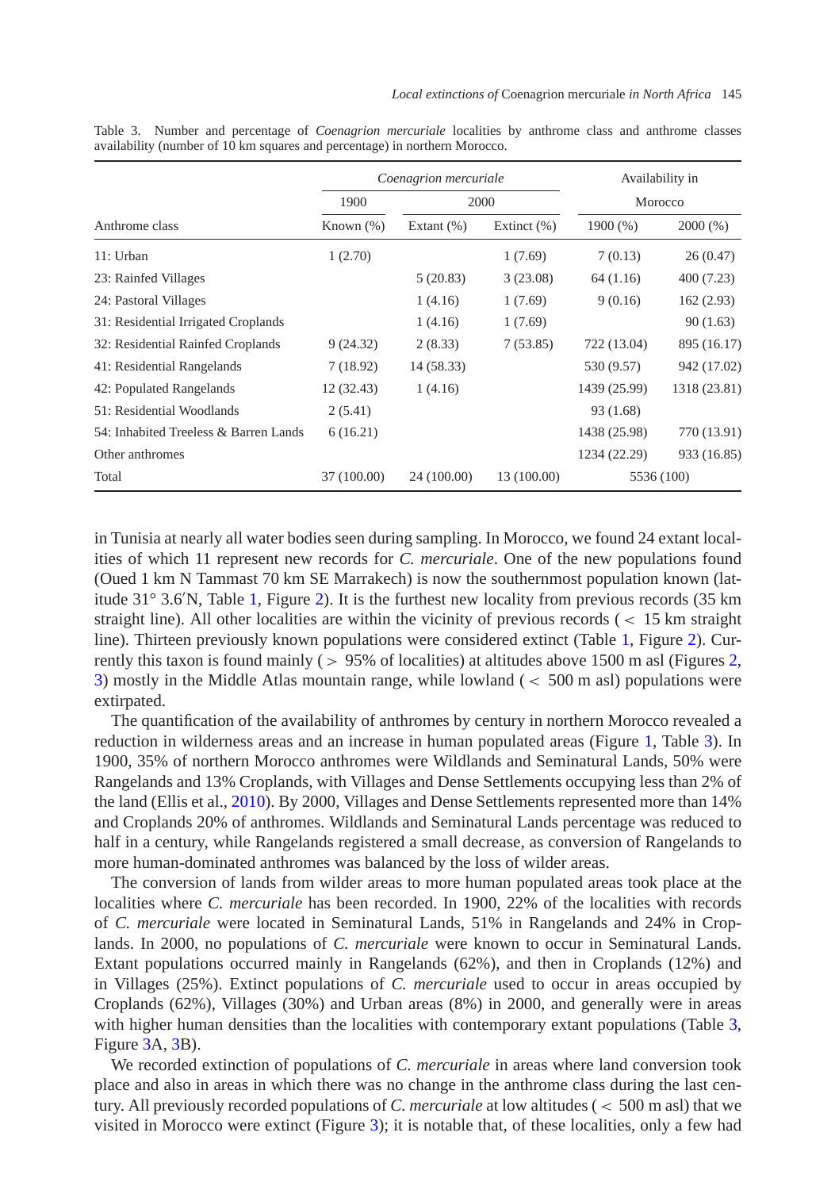Table 3. Number and percentage of *Coenagrion mercuriale* localities by anthrome class and anthrome classes availability (number of 10 km squares and percentage) in northern Morocco.

| | *Coenagrion mercuriale* | | | Availability in Morocco | |
|---|---|---|---|---|---|
| | 1900 | 2000 | | | |
| Anthrome class | Known (%) | Extant (%) | Extinct (%) | 1900 (%) | 2000 (%) |
| 11: Urban | 1 (2.70) | | 1 (7.69) | 7 (0.13) | 26 (0.47) |
| 23: Rainfed Villages | | 5 (20.83) | 3 (23.08) | 64 (1.16) | 400 (7.23) |
| 24: Pastoral Villages | | 1 (4.16) | 1 (7.69) | 9 (0.16) | 162 (2.93) |
| 31: Residential Irrigated Croplands | | 1 (4.16) | 1 (7.69) | | 90 (1.63) |
| 32: Residential Rainfed Croplands | 9 (24.32) | 2 (8.33) | 7 (53.85) | 722 (13.04) | 895 (16.17) |
| 41: Residential Rangelands | 7 (18.92) | 14 (58.33) | | 530 (9.57) | 942 (17.02) |
| 42: Populated Rangelands | 12 (32.43) | 1 (4.16) | | 1439 (25.99) | 1318 (23.81) |
| 51: Residential Woodlands | 2 (5.41) | | | 93 (1.68) | |
| 54: Inhabited Treeless & Barren Lands | 6 (16.21) | | | 1438 (25.98) | 770 (13.91) |
| Other anthromes | | | | 1234 (22.29) | 933 (16.85) |
| Total | 37 (100.00) | 24 (100.00) | 13 (100.00) | 5536 (100) | |

in Tunisia at nearly all water bodies seen during sampling. In Morocco, we found 24 extant localities of which 11 represent new records for *C. mercuriale*. One of the new populations found (Oued 1 km N Tammast 70 km SE Marrakech) is now the southernmost population known (latitude 31° 3.6′N, Table 1, Figure 2). It is the furthest new locality from previous records (35 km straight line). All other localities are within the vicinity of previous records ( < 15 km straight line). Thirteen previously known populations were considered extinct (Table 1, Figure 2). Currently this taxon is found mainly ( > 95% of localities) at altitudes above 1500 m asl (Figures 2, 3) mostly in the Middle Atlas mountain range, while lowland ( < 500 m asl) populations were extirpated.

The quantification of the availability of anthromes by century in northern Morocco revealed a reduction in wilderness areas and an increase in human populated areas (Figure 1, Table 3). In 1900, 35% of northern Morocco anthromes were Wildlands and Seminatural Lands, 50% were Rangelands and 13% Croplands, with Villages and Dense Settlements occupying less than 2% of the land (Ellis et al., 2010). By 2000, Villages and Dense Settlements represented more than 14% and Croplands 20% of anthromes. Wildlands and Seminatural Lands percentage was reduced to half in a century, while Rangelands registered a small decrease, as conversion of Rangelands to more human-dominated anthromes was balanced by the loss of wilder areas.

The conversion of lands from wilder areas to more human populated areas took place at the localities where *C. mercuriale* has been recorded. In 1900, 22% of the localities with records of *C. mercuriale* were located in Seminatural Lands, 51% in Rangelands and 24% in Croplands. In 2000, no populations of *C. mercuriale* were known to occur in Seminatural Lands. Extant populations occurred mainly in Rangelands (62%), and then in Croplands (12%) and in Villages (25%). Extinct populations of *C. mercuriale* used to occur in areas occupied by Croplands (62%), Villages (30%) and Urban areas (8%) in 2000, and generally were in areas with higher human densities than the localities with contemporary extant populations (Table 3, Figure 3A, 3B).

We recorded extinction of populations of *C. mercuriale* in areas where land conversion took place and also in areas in which there was no change in the anthrome class during the last century. All previously recorded populations of *C. mercuriale* at low altitudes ( < 500 m asl) that we visited in Morocco were extinct (Figure 3); it is notable that, of these localities, only a few had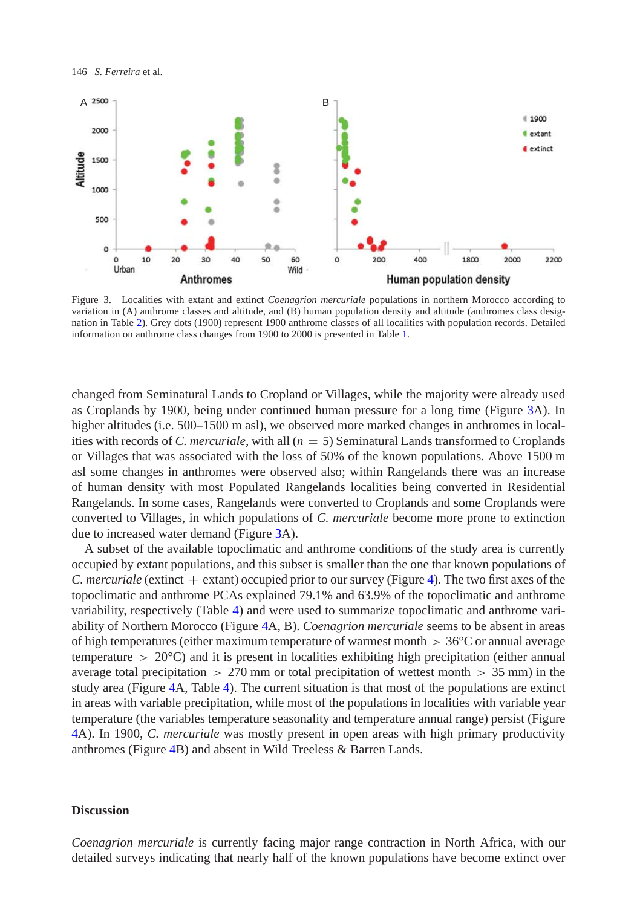Figure 3. Localities with extant and extinct *Coenagrion mercuriale* populations in northern Morocco according to variation in (A) anthrome classes and altitude, and (B) human population density and altitude (anthromes class designation in Table 2). Grey dots (1900) represent 1900 anthrome classes of all localities with population records. Detailed information on anthrome class changes from 1900 to 2000 is presented in Table 1.

changed from Seminatural Lands to Cropland or Villages, while the majority were already used as Croplands by 1900, being under continued human pressure for a long time (Figure 3A). In higher altitudes (i.e. 500–1500 m asl), we observed more marked changes in anthromes in localities with records of *C. mercuriale*, with all ($n = 5$) Seminatural Lands transformed to Croplands or Villages that was associated with the loss of 50% of the known populations. Above 1500 m asl some changes in anthromes were observed also; within Rangelands there was an increase of human density with most Populated Rangelands localities being converted in Residential Rangelands. In some cases, Rangelands were converted to Croplands and some Croplands were converted to Villages, in which populations of *C. mercuriale* become more prone to extinction due to increased water demand (Figure 3A).

A subset of the available topoclimatic and anthrome conditions of the study area is currently occupied by extant populations, and this subset is smaller than the one that known populations of *C. mercuriale* (extinct + extant) occupied prior to our survey (Figure 4). The two first axes of the topoclimatic and anthrome PCAs explained 79.1% and 63.9% of the topoclimatic and anthrome variability, respectively (Table 4) and were used to summarize topoclimatic and anthrome variability of Northern Morocco (Figure 4A, B). *Coenagrion mercuriale* seems to be absent in areas of high temperatures (either maximum temperature of warmest month > 36°C or annual average temperature > 20°C) and it is present in localities exhibiting high precipitation (either annual average total precipitation > 270 mm or total precipitation of wettest month > 35 mm) in the study area (Figure 4A, Table 4). The current situation is that most of the populations are extinct in areas with variable precipitation, while most of the populations in localities with variable year temperature (the variables temperature seasonality and temperature annual range) persist (Figure 4A). In 1900, *C. mercuriale* was mostly present in open areas with high primary productivity anthromes (Figure 4B) and absent in Wild Treeless & Barren Lands.

## Discussion

*Coenagrion mercuriale* is currently facing major range contraction in North Africa, with our detailed surveys indicating that nearly half of the known populations have become extinct over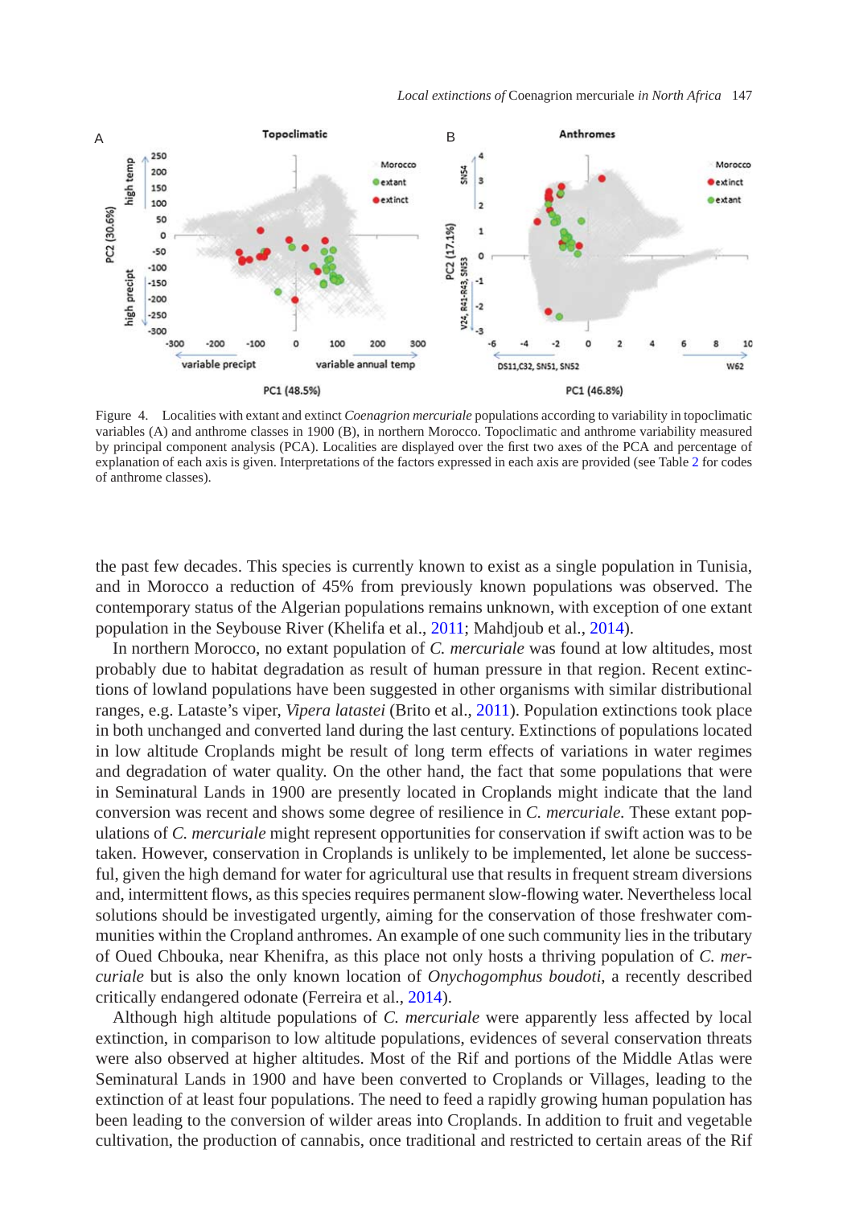Figure 4. Localities with extant and extinct *Coenagrion mercuriale* populations according to variability in topoclimatic variables (A) and anthrome classes in 1900 (B), in northern Morocco. Topoclimatic and anthrome variability measured by principal component analysis (PCA). Localities are displayed over the first two axes of the PCA and percentage of explanation of each axis is given. Interpretations of the factors expressed in each axis are provided (see Table 2 for codes of anthrome classes).

the past few decades. This species is currently known to exist as a single population in Tunisia, and in Morocco a reduction of 45% from previously known populations was observed. The contemporary status of the Algerian populations remains unknown, with exception of one extant population in the Seybouse River (Khelifa et al., 2011; Mahdjoub et al., 2014).

In northern Morocco, no extant population of *C. mercuriale* was found at low altitudes, most probably due to habitat degradation as result of human pressure in that region. Recent extinctions of lowland populations have been suggested in other organisms with similar distributional ranges, e.g. Lataste's viper, *Vipera latastei* (Brito et al., 2011). Population extinctions took place in both unchanged and converted land during the last century. Extinctions of populations located in low altitude Croplands might be result of long term effects of variations in water regimes and degradation of water quality. On the other hand, the fact that some populations that were in Seminatural Lands in 1900 are presently located in Croplands might indicate that the land conversion was recent and shows some degree of resilience in *C. mercuriale*. These extant populations of *C. mercuriale* might represent opportunities for conservation if swift action was to be taken. However, conservation in Croplands is unlikely to be implemented, let alone be successful, given the high demand for water for agricultural use that results in frequent stream diversions and, intermittent flows, as this species requires permanent slow-flowing water. Nevertheless local solutions should be investigated urgently, aiming for the conservation of those freshwater communities within the Cropland anthromes. An example of one such community lies in the tributary of Oued Chbouka, near Khenifra, as this place not only hosts a thriving population of *C. mercuriale* but is also the only known location of *Onychogomphus boudoti*, a recently described critically endangered odonate (Ferreira et al., 2014).

Although high altitude populations of *C. mercuriale* were apparently less affected by local extinction, in comparison to low altitude populations, evidences of several conservation threats were also observed at higher altitudes. Most of the Rif and portions of the Middle Atlas were Seminatural Lands in 1900 and have been converted to Croplands or Villages, leading to the extinction of at least four populations. The need to feed a rapidly growing human population has been leading to the conversion of wilder areas into Croplands. In addition to fruit and vegetable cultivation, the production of cannabis, once traditional and restricted to certain areas of the Rif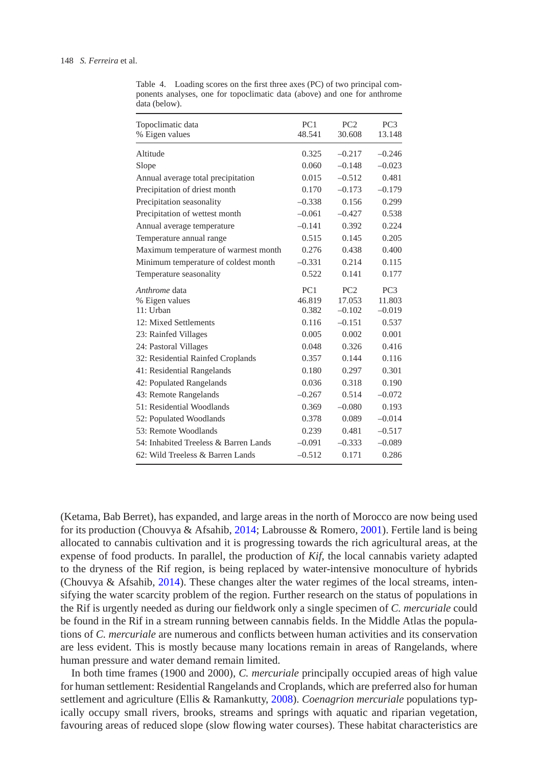Table 4. Loading scores on the first three axes (PC) of two principal components analyses, one for topoclimatic data (above) and one for anthrome data (below).

| Topoclimatic data<br>% Eigen values | PC1<br>48.541 | PC2<br>30.608 | PC3<br>13.148 |
|---|---|---|---|
| Altitude | 0.325 | –0.217 | –0.246 |
| Slope | 0.060 | –0.148 | –0.023 |
| Annual average total precipitation | 0.015 | –0.512 | 0.481 |
| Precipitation of driest month | 0.170 | –0.173 | –0.179 |
| Precipitation seasonality | –0.338 | 0.156 | 0.299 |
| Precipitation of wettest month | –0.061 | –0.427 | 0.538 |
| Annual average temperature | –0.141 | 0.392 | 0.224 |
| Temperature annual range | 0.515 | 0.145 | 0.205 |
| Maximum temperature of warmest month | 0.276 | 0.438 | 0.400 |
| Minimum temperature of coldest month | –0.331 | 0.214 | 0.115 |
| Temperature seasonality | 0.522 | 0.141 | 0.177 |
| *Anthrome* data | PC1 | PC2 | PC3 |
| % Eigen values | 46.819 | 17.053 | 11.803 |
| 11: Urban | 0.382 | –0.102 | –0.019 |
| 12: Mixed Settlements | 0.116 | –0.151 | 0.537 |
| 23: Rainfed Villages | 0.005 | 0.002 | 0.001 |
| 24: Pastoral Villages | 0.048 | 0.326 | 0.416 |
| 32: Residential Rainfed Croplands | 0.357 | 0.144 | 0.116 |
| 41: Residential Rangelands | 0.180 | 0.297 | 0.301 |
| 42: Populated Rangelands | 0.036 | 0.318 | 0.190 |
| 43: Remote Rangelands | –0.267 | 0.514 | –0.072 |
| 51: Residential Woodlands | 0.369 | –0.080 | 0.193 |
| 52: Populated Woodlands | 0.378 | 0.089 | –0.014 |
| 53: Remote Woodlands | 0.239 | 0.481 | –0.517 |
| 54: Inhabited Treeless & Barren Lands | –0.091 | –0.333 | –0.089 |
| 62: Wild Treeless & Barren Lands | –0.512 | 0.171 | 0.286 |

(Ketama, Bab Berret), has expanded, and large areas in the north of Morocco are now being used for its production (Chouvya & Afsahib, 2014; Labrousse & Romero, 2001). Fertile land is being allocated to cannabis cultivation and it is progressing towards the rich agricultural areas, at the expense of food products. In parallel, the production of *Kif*, the local cannabis variety adapted to the dryness of the Rif region, is being replaced by water-intensive monoculture of hybrids (Chouvya & Afsahib, 2014). These changes alter the water regimes of the local streams, intensifying the water scarcity problem of the region. Further research on the status of populations in the Rif is urgently needed as during our fieldwork only a single specimen of *C. mercuriale* could be found in the Rif in a stream running between cannabis fields. In the Middle Atlas the populations of *C. mercuriale* are numerous and conflicts between human activities and its conservation are less evident. This is mostly because many locations remain in areas of Rangelands, where human pressure and water demand remain limited.

In both time frames (1900 and 2000), *C. mercuriale* principally occupied areas of high value for human settlement: Residential Rangelands and Croplands, which are preferred also for human settlement and agriculture (Ellis & Ramankutty, 2008). *Coenagrion mercuriale* populations typically occupy small rivers, brooks, streams and springs with aquatic and riparian vegetation, favouring areas of reduced slope (slow flowing water courses). These habitat characteristics are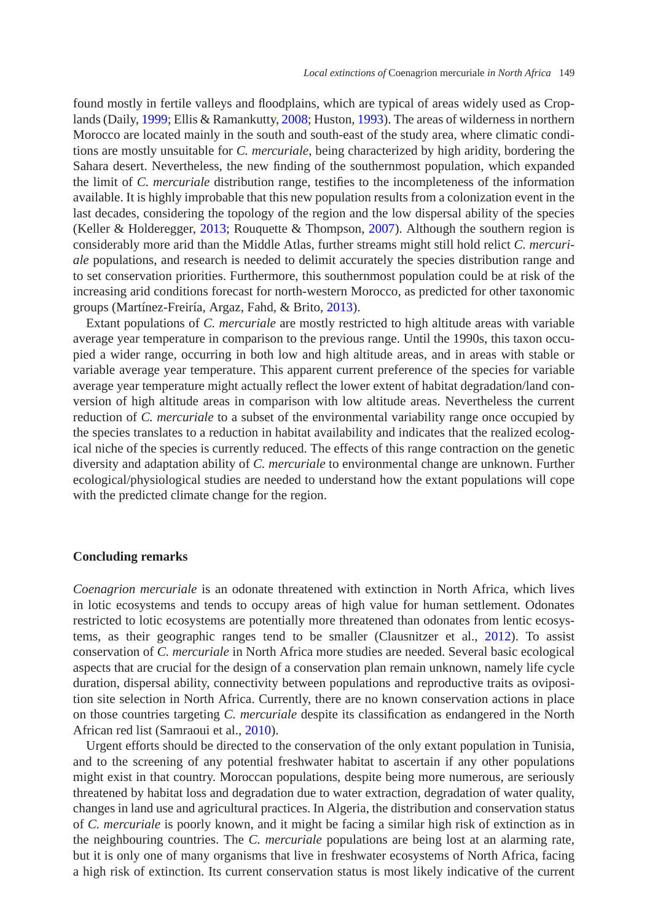found mostly in fertile valleys and floodplains, which are typical of areas widely used as Croplands (Daily, 1999; Ellis & Ramankutty, 2008; Huston, 1993). The areas of wilderness in northern Morocco are located mainly in the south and south-east of the study area, where climatic conditions are mostly unsuitable for *C. mercuriale*, being characterized by high aridity, bordering the Sahara desert. Nevertheless, the new finding of the southernmost population, which expanded the limit of *C. mercuriale* distribution range, testifies to the incompleteness of the information available. It is highly improbable that this new population results from a colonization event in the last decades, considering the topology of the region and the low dispersal ability of the species (Keller & Holderegger, 2013; Rouquette & Thompson, 2007). Although the southern region is considerably more arid than the Middle Atlas, further streams might still hold relict *C. mercuriale* populations, and research is needed to delimit accurately the species distribution range and to set conservation priorities. Furthermore, this southernmost population could be at risk of the increasing arid conditions forecast for north-western Morocco, as predicted for other taxonomic groups (Martínez-Freiría, Argaz, Fahd, & Brito, 2013).

Extant populations of *C. mercuriale* are mostly restricted to high altitude areas with variable average year temperature in comparison to the previous range. Until the 1990s, this taxon occupied a wider range, occurring in both low and high altitude areas, and in areas with stable or variable average year temperature. This apparent current preference of the species for variable average year temperature might actually reflect the lower extent of habitat degradation/land conversion of high altitude areas in comparison with low altitude areas. Nevertheless the current reduction of *C. mercuriale* to a subset of the environmental variability range once occupied by the species translates to a reduction in habitat availability and indicates that the realized ecological niche of the species is currently reduced. The effects of this range contraction on the genetic diversity and adaptation ability of *C. mercuriale* to environmental change are unknown. Further ecological/physiological studies are needed to understand how the extant populations will cope with the predicted climate change for the region.

## Concluding remarks

*Coenagrion mercuriale* is an odonate threatened with extinction in North Africa, which lives in lotic ecosystems and tends to occupy areas of high value for human settlement. Odonates restricted to lotic ecosystems are potentially more threatened than odonates from lentic ecosystems, as their geographic ranges tend to be smaller (Clausnitzer et al., 2012). To assist conservation of *C. mercuriale* in North Africa more studies are needed. Several basic ecological aspects that are crucial for the design of a conservation plan remain unknown, namely life cycle duration, dispersal ability, connectivity between populations and reproductive traits as oviposition site selection in North Africa. Currently, there are no known conservation actions in place on those countries targeting *C. mercuriale* despite its classification as endangered in the North African red list (Samraoui et al., 2010).

Urgent efforts should be directed to the conservation of the only extant population in Tunisia, and to the screening of any potential freshwater habitat to ascertain if any other populations might exist in that country. Moroccan populations, despite being more numerous, are seriously threatened by habitat loss and degradation due to water extraction, degradation of water quality, changes in land use and agricultural practices. In Algeria, the distribution and conservation status of *C. mercuriale* is poorly known, and it might be facing a similar high risk of extinction as in the neighbouring countries. The *C. mercuriale* populations are being lost at an alarming rate, but it is only one of many organisms that live in freshwater ecosystems of North Africa, facing a high risk of extinction. Its current conservation status is most likely indicative of the current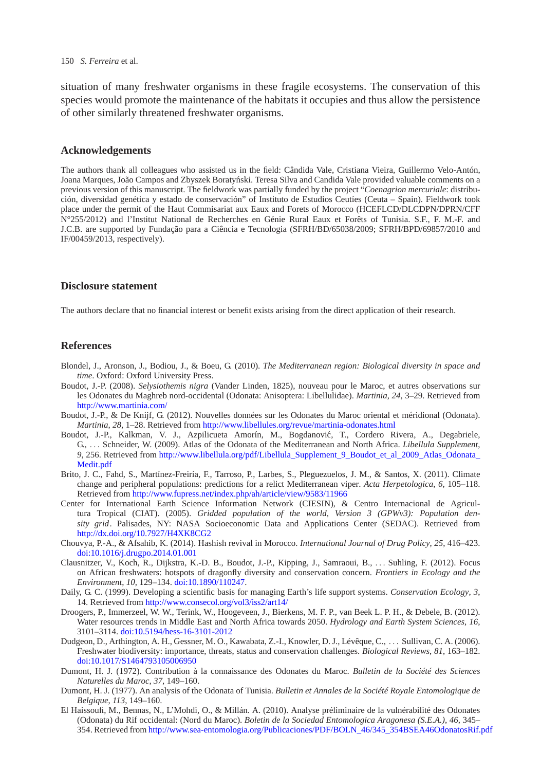situation of many freshwater organisms in these fragile ecosystems. The conservation of this species would promote the maintenance of the habitats it occupies and thus allow the persistence of other similarly threatened freshwater organisms.

## Acknowledgements

The authors thank all colleagues who assisted us in the field: Cândida Vale, Cristiana Vieira, Guillermo Velo-Antón, Joana Marques, João Campos and Zbyszek Boratyński. Teresa Silva and Candida Vale provided valuable comments on a previous version of this manuscript. The fieldwork was partially funded by the project "*Coenagrion mercuriale*: distribución, diversidad genética y estado de conservación" of Instituto de Estudios Ceutíes (Ceuta – Spain). Fieldwork took place under the permit of the Haut Commisariat aux Eaux and Forets of Morocco (HCEFLCD/DLCDPN/DPRN/CFF N°255/2012) and l'Institut National de Recherches en Génie Rural Eaux et Forêts of Tunisia. S.F., F. M.-F. and J.C.B. are supported by Fundação para a Ciência e Tecnologia (SFRH/BD/65038/2009; SFRH/BPD/69857/2010 and IF/00459/2013, respectively).

## Disclosure statement

The authors declare that no financial interest or benefit exists arising from the direct application of their research.

## References

Blondel, J., Aronson, J., Bodiou, J., & Boeu, G. (2010). *The Mediterranean region: Biological diversity in space and time*. Oxford: Oxford University Press.

Boudot, J.-P. (2008). *Selysiothemis nigra* (Vander Linden, 1825), nouveau pour le Maroc, et autres observations sur les Odonates du Maghreb nord-occidental (Odonata: Anisoptera: Libellulidae). *Martinia*, *24*, 3–29. Retrieved from http://www.martinia.com/

Boudot, J.-P., & De Knijf, G. (2012). Nouvelles données sur les Odonates du Maroc oriental et méridional (Odonata). *Martinia, 28*, 1–28. Retrieved from http://www.libellules.org/revue/martinia-odonates.html

Boudot, J.-P., Kalkman, V. J., Azpilicueta Amorín, M., Bogdanović, T., Cordero Rivera, A., Degabriele, G., . . . Schneider, W. (2009). Atlas of the Odonata of the Mediterranean and North Africa. *Libellula Supplement*, *9*, 256. Retrieved from http://www.libellula.org/pdf/Libellula_Supplement_9_Boudot_et_al_2009_Atlas_Odonata_Medit.pdf

Brito, J. C., Fahd, S., Martínez-Freiría, F., Tarroso, P., Larbes, S., Pleguezuelos, J. M., & Santos, X. (2011). Climate change and peripheral populations: predictions for a relict Mediterranean viper. *Acta Herpetologica*, *6*, 105–118. Retrieved from http://www.fupress.net/index.php/ah/article/view/9583/11966

Center for International Earth Science Information Network (CIESIN), & Centro Internacional de Agricultura Tropical (CIAT). (2005). *Gridded population of the world, Version 3 (GPWv3): Population density grid*. Palisades, NY: NASA Socioeconomic Data and Applications Center (SEDAC). Retrieved from http://dx.doi.org/10.7927/H4XK8CG2

Chouvya, P.-A., & Afsahib, K. (2014). Hashish revival in Morocco. *International Journal of Drug Policy*, *25*, 416–423. doi:10.1016/j.drugpo.2014.01.001

Clausnitzer, V., Koch, R., Dijkstra, K.-D. B., Boudot, J.-P., Kipping, J., Samraoui, B., . . . Suhling, F. (2012). Focus on African freshwaters: hotspots of dragonfly diversity and conservation concern. *Frontiers in Ecology and the Environment*, *10*, 129–134. doi:10.1890/110247.

Daily, G. C. (1999). Developing a scientific basis for managing Earth's life support systems. *Conservation Ecology*, *3*, 14. Retrieved from http://www.consecol.org/vol3/iss2/art14/

Droogers, P., Immerzeel, W. W., Terink, W., Hoogeveen, J., Bierkens, M. F. P., van Beek L. P. H., & Debele, B. (2012). Water resources trends in Middle East and North Africa towards 2050. *Hydrology and Earth System Sciences*, *16*, 3101–3114. doi:10.5194/hess-16-3101-2012

Dudgeon, D., Arthington, A. H., Gessner, M. O., Kawabata, Z.-I., Knowler, D. J., Lévêque, C., . . . Sullivan, C. A. (2006). Freshwater biodiversity: importance, threats, status and conservation challenges. *Biological Reviews*, *81*, 163–182. doi:10.1017/S1464793105006950

Dumont, H. J. (1972). Contribution à la connaissance des Odonates du Maroc. *Bulletin de la Société des Sciences Naturelles du Maroc*, *37*, 149–160.

Dumont, H. J. (1977). An analysis of the Odonata of Tunisia. *Bulletin et Annales de la Société Royale Entomologique de Belgique*, *113*, 149–160.

El Haissoufi, M., Bennas, N., L'Mohdi, O., & Millán. A. (2010). Analyse préliminaire de la vulnérabilité des Odonates (Odonata) du Rif occidental: (Nord du Maroc). *Boletin de la Sociedad Entomologica Aragonesa (S.E.A.)*, *46*, 345–354. Retrieved from http://www.sea-entomologia.org/Publicaciones/PDF/BOLN_46/345_354BSEA46OdonatosRif.pdf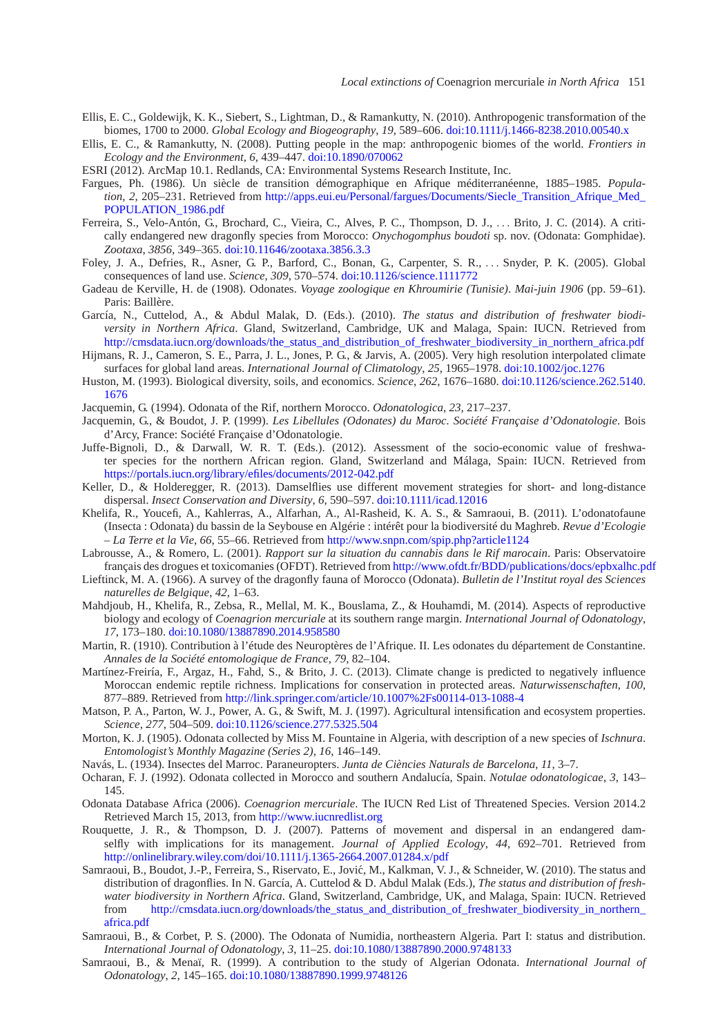Ellis, E. C., Goldewijk, K. K., Siebert, S., Lightman, D., & Ramankutty, N. (2010). Anthropogenic transformation of the biomes, 1700 to 2000. *Global Ecology and Biogeography*, *19*, 589–606. doi:10.1111/j.1466-8238.2010.00540.x

Ellis, E. C., & Ramankutty, N. (2008). Putting people in the map: anthropogenic biomes of the world. *Frontiers in Ecology and the Environment*, *6*, 439–447. doi:10.1890/070062

ESRI (2012). ArcMap 10.1. Redlands, CA: Environmental Systems Research Institute, Inc.

Fargues, Ph. (1986). Un siècle de transition démographique en Afrique méditerranéenne, 1885–1985. *Population*, *2*, 205–231. Retrieved from http://apps.eui.eu/Personal/fargues/Documents/Siecle_Transition_Afrique_Med_POPULATION_1986.pdf

Ferreira, S., Velo-Antón, G., Brochard, C., Vieira, C., Alves, P. C., Thompson, D. J., … Brito, J. C. (2014). A critically endangered new dragonfly species from Morocco: *Onychogomphus boudoti* sp. nov. (Odonata: Gomphidae). *Zootaxa*, *3856*, 349–365. doi:10.11646/zootaxa.3856.3.3

Foley, J. A., Defries, R., Asner, G. P., Barford, C., Bonan, G., Carpenter, S. R., … Snyder, P. K. (2005). Global consequences of land use. *Science*, *309*, 570–574. doi:10.1126/science.1111772

Gadeau de Kerville, H. de (1908). Odonates. *Voyage zoologique en Khroumirie (Tunisie). Mai-juin 1906* (pp. 59–61). Paris: Baillère.

García, N., Cuttelod, A., & Abdul Malak, D. (Eds.). (2010). *The status and distribution of freshwater biodiversity in Northern Africa*. Gland, Switzerland, Cambridge, UK and Malaga, Spain: IUCN. Retrieved from http://cmsdata.iucn.org/downloads/the_status_and_distribution_of_freshwater_biodiversity_in_northern_africa.pdf

Hijmans, R. J., Cameron, S. E., Parra, J. L., Jones, P. G., & Jarvis, A. (2005). Very high resolution interpolated climate surfaces for global land areas. *International Journal of Climatology*, *25*, 1965–1978. doi:10.1002/joc.1276

Huston, M. (1993). Biological diversity, soils, and economics. *Science*, *262*, 1676–1680. doi:10.1126/science.262.5140.1676

Jacquemin, G. (1994). Odonata of the Rif, northern Morocco. *Odonatologica*, *23*, 217–237.

Jacquemin, G., & Boudot, J. P. (1999). *Les Libellules (Odonates) du Maroc. Société Française d'Odonatologie*. Bois d'Arcy, France: Société Française d'Odonatologie.

Juffe-Bignoli, D., & Darwall, W. R. T. (Eds.). (2012). Assessment of the socio-economic value of freshwater species for the northern African region. Gland, Switzerland and Málaga, Spain: IUCN. Retrieved from https://portals.iucn.org/library/efiles/documents/2012-042.pdf

Keller, D., & Holderegger, R. (2013). Damselflies use different movement strategies for short- and long-distance dispersal. *Insect Conservation and Diversity*, *6*, 590–597. doi:10.1111/icad.12016

Khelifa, R., Youcefi, A., Kahlerras, A., Alfarhan, A., Al-Rasheid, K. A. S., & Samraoui, B. (2011). L'odonatofaune (Insecta : Odonata) du bassin de la Seybouse en Algérie : intérêt pour la biodiversité du Maghreb. *Revue d'Ecologie – La Terre et la Vie*, *66*, 55–66. Retrieved from http://www.snpn.com/spip.php?article1124

Labrousse, A., & Romero, L. (2001). *Rapport sur la situation du cannabis dans le Rif marocain*. Paris: Observatoire français des drogues et toxicomanies (OFDT). Retrieved from http://www.ofdt.fr/BDD/publications/docs/epbxalhc.pdf

Lieftinck, M. A. (1966). A survey of the dragonfly fauna of Morocco (Odonata). *Bulletin de l'Institut royal des Sciences naturelles de Belgique*, *42*, 1–63.

Mahdjoub, H., Khelifa, R., Zebsa, R., Mellal, M. K., Bouslama, Z., & Houhamdi, M. (2014). Aspects of reproductive biology and ecology of *Coenagrion mercuriale* at its southern range margin. *International Journal of Odonatology*, *17*, 173–180. doi:10.1080/13887890.2014.958580

Martin, R. (1910). Contribution à l'étude des Neuroptères de l'Afrique. II. Les odonates du département de Constantine. *Annales de la Société entomologique de France*, *79*, 82–104.

Martínez-Freiría, F., Argaz, H., Fahd, S., & Brito, J. C. (2013). Climate change is predicted to negatively influence Moroccan endemic reptile richness. Implications for conservation in protected areas. *Naturwissenschaften*, *100*, 877–889. Retrieved from http://link.springer.com/article/10.1007%2Fs00114-013-1088-4

Matson, P. A., Parton, W. J., Power, A. G., & Swift, M. J. (1997). Agricultural intensification and ecosystem properties. *Science*, *277*, 504–509. doi:10.1126/science.277.5325.504

Morton, K. J. (1905). Odonata collected by Miss M. Fountaine in Algeria, with description of a new species of *Ischnura*. *Entomologist's Monthly Magazine (Series 2)*, *16*, 146–149.

Navás, L. (1934). Insectes del Marroc. Paraneuropters. *Junta de Ciències Naturals de Barcelona*, *11*, 3–7.

Ocharan, F. J. (1992). Odonata collected in Morocco and southern Andalucía, Spain. *Notulae odonatologicae*, *3*, 143–145.

Odonata Database Africa (2006). *Coenagrion mercuriale*. The IUCN Red List of Threatened Species. Version 2014.2 Retrieved March 15, 2013, from http://www.iucnredlist.org

Rouquette, J. R., & Thompson, D. J. (2007). Patterns of movement and dispersal in an endangered damselfly with implications for its management. *Journal of Applied Ecology*, *44*, 692–701. Retrieved from http://onlinelibrary.wiley.com/doi/10.1111/j.1365-2664.2007.01284.x/pdf

Samraoui, B., Boudot, J.-P., Ferreira, S., Riservato, E., Jović, M., Kalkman, V. J., & Schneider, W. (2010). The status and distribution of dragonflies. In N. García, A. Cuttelod & D. Abdul Malak (Eds.), *The status and distribution of freshwater biodiversity in Northern Africa*. Gland, Switzerland, Cambridge, UK, and Malaga, Spain: IUCN. Retrieved from http://cmsdata.iucn.org/downloads/the_status_and_distribution_of_freshwater_biodiversity_in_northern_africa.pdf

Samraoui, B., & Corbet, P. S. (2000). The Odonata of Numidia, northeastern Algeria. Part I: status and distribution. *International Journal of Odonatology*, *3*, 11–25. doi:10.1080/13887890.2000.9748133

Samraoui, B., & Menaï, R. (1999). A contribution to the study of Algerian Odonata. *International Journal of Odonatology*, *2*, 145–165. doi:10.1080/13887890.1999.9748126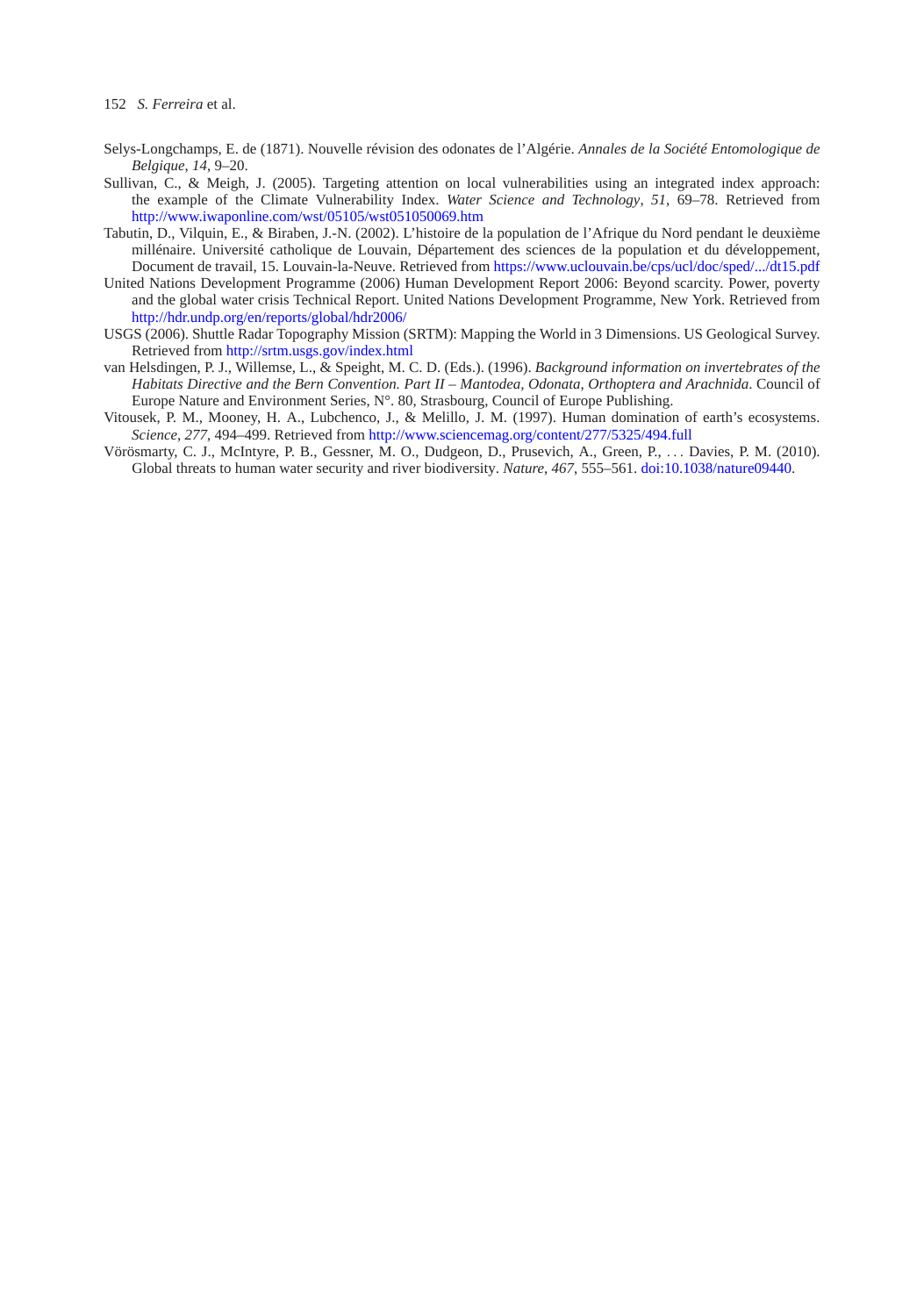Selys-Longchamps, E. de (1871). Nouvelle révision des odonates de l'Algérie. *Annales de la Société Entomologique de Belgique*, *14*, 9–20.

Sullivan, C., & Meigh, J. (2005). Targeting attention on local vulnerabilities using an integrated index approach: the example of the Climate Vulnerability Index. *Water Science and Technology*, *51*, 69–78. Retrieved from http://www.iwaponline.com/wst/05105/wst051050069.htm

Tabutin, D., Vilquin, E., & Biraben, J.-N. (2002). L'histoire de la population de l'Afrique du Nord pendant le deuxième millénaire. Université catholique de Louvain, Département des sciences de la population et du développement, Document de travail, 15. Louvain-la-Neuve. Retrieved from https://www.uclouvain.be/cps/ucl/doc/sped/.../dt15.pdf

United Nations Development Programme (2006) Human Development Report 2006: Beyond scarcity. Power, poverty and the global water crisis Technical Report. United Nations Development Programme, New York. Retrieved from http://hdr.undp.org/en/reports/global/hdr2006/

USGS (2006). Shuttle Radar Topography Mission (SRTM): Mapping the World in 3 Dimensions. US Geological Survey. Retrieved from http://srtm.usgs.gov/index.html

van Helsdingen, P. J., Willemse, L., & Speight, M. C. D. (Eds.). (1996). *Background information on invertebrates of the Habitats Directive and the Bern Convention. Part II – Mantodea, Odonata, Orthoptera and Arachnida*. Council of Europe Nature and Environment Series, N°. 80, Strasbourg, Council of Europe Publishing.

Vitousek, P. M., Mooney, H. A., Lubchenco, J., & Melillo, J. M. (1997). Human domination of earth's ecosystems. *Science*, *277*, 494–499. Retrieved from http://www.sciencemag.org/content/277/5325/494.full

Vörösmarty, C. J., McIntyre, P. B., Gessner, M. O., Dudgeon, D., Prusevich, A., Green, P., ... Davies, P. M. (2010). Global threats to human water security and river biodiversity. *Nature*, *467*, 555–561. doi:10.1038/nature09440.